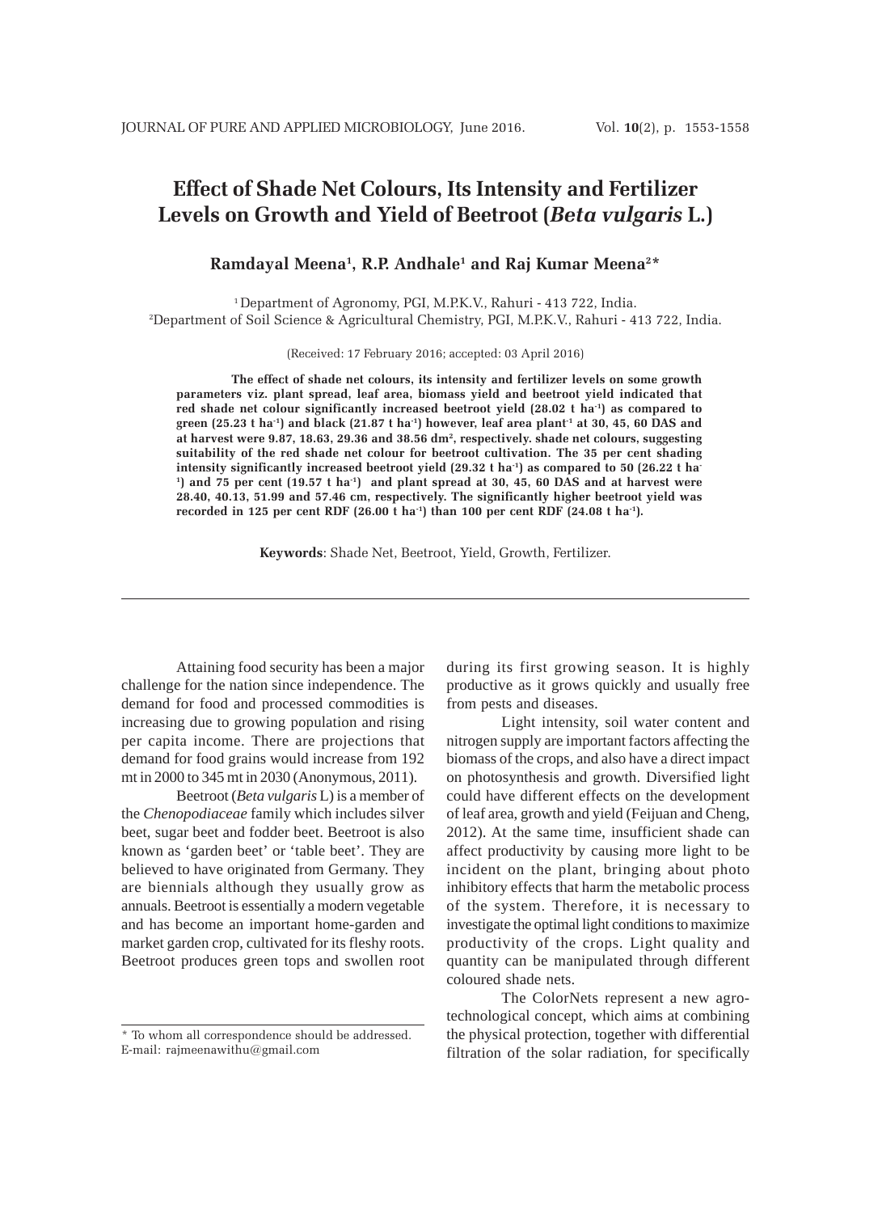# Effect of Shade Net Colours, Its Intensity and Fertilizer Levels on Growth and Yield of Beetroot (*Beta vulgaris* L.)

**Ramdayal Meena[1], R.P. Andhale[1] and Raj Kumar Meena[2]***

[1] Department of Agronomy, PGI, M.P.K.V., Rahuri - 413 722, India.
[2] Department of Soil Science & Agricultural Chemistry, PGI, M.P.K.V., Rahuri - 413 722, India.

(Received: 17 February 2016; accepted: 03 April 2016)

**The effect of shade net colours, its intensity and fertilizer levels on some growth parameters viz. plant spread, leaf area, biomass yield and beetroot yield indicated that red shade net colour significantly increased beetroot yield (28.02 t ha$^{-1}$) as compared to green (25.23 t ha$^{-1}$) and black (21.87 t ha$^{-1}$) however, leaf area plant$^{-1}$ at 30, 45, 60 DAS and at harvest were 9.87, 18.63, 29.36 and 38.56 dm$^2$, respectively. shade net colours, suggesting suitability of the red shade net colour for beetroot cultivation. The 35 per cent shading intensity significantly increased beetroot yield (29.32 t ha$^{-1}$) as compared to 50 (26.22 t ha$^{-1}$) and 75 per cent (19.57 t ha$^{-1}$) and plant spread at 30, 45, 60 DAS and at harvest were 28.40, 40.13, 51.99 and 57.46 cm, respectively. The significantly higher beetroot yield was recorded in 125 per cent RDF (26.00 t ha$^{-1}$) than 100 per cent RDF (24.08 t ha$^{-1}$).**

**Keywords**: Shade Net, Beetroot, Yield, Growth, Fertilizer.

---

Attaining food security has been a major challenge for the nation since independence. The demand for food and processed commodities is increasing due to growing population and rising per capita income. There are projections that demand for food grains would increase from 192 mt in 2000 to 345 mt in 2030 (Anonymous, 2011).

Beetroot (*Beta vulgaris* L) is a member of the *Chenopodiaceae* family which includes silver beet, sugar beet and fodder beet. Beetroot is also known as 'garden beet' or 'table beet'. They are believed to have originated from Germany. They are biennials although they usually grow as annuals. Beetroot is essentially a modern vegetable and has become an important home-garden and market garden crop, cultivated for its fleshy roots. Beetroot produces green tops and swollen root during its first growing season. It is highly productive as it grows quickly and usually free from pests and diseases.

Light intensity, soil water content and nitrogen supply are important factors affecting the biomass of the crops, and also have a direct impact on photosynthesis and growth. Diversified light could have different effects on the development of leaf area, growth and yield (Feijuan and Cheng, 2012). At the same time, insufficient shade can affect productivity by causing more light to be incident on the plant, bringing about photo inhibitory effects that harm the metabolic process of the system. Therefore, it is necessary to investigate the optimal light conditions to maximize productivity of the crops. Light quality and quantity can be manipulated through different coloured shade nets.

The ColorNets represent a new agro-technological concept, which aims at combining the physical protection, together with differential filtration of the solar radiation, for specifically

---

\* To whom all correspondence should be addressed.
E-mail: rajmeenawithu@gmail.com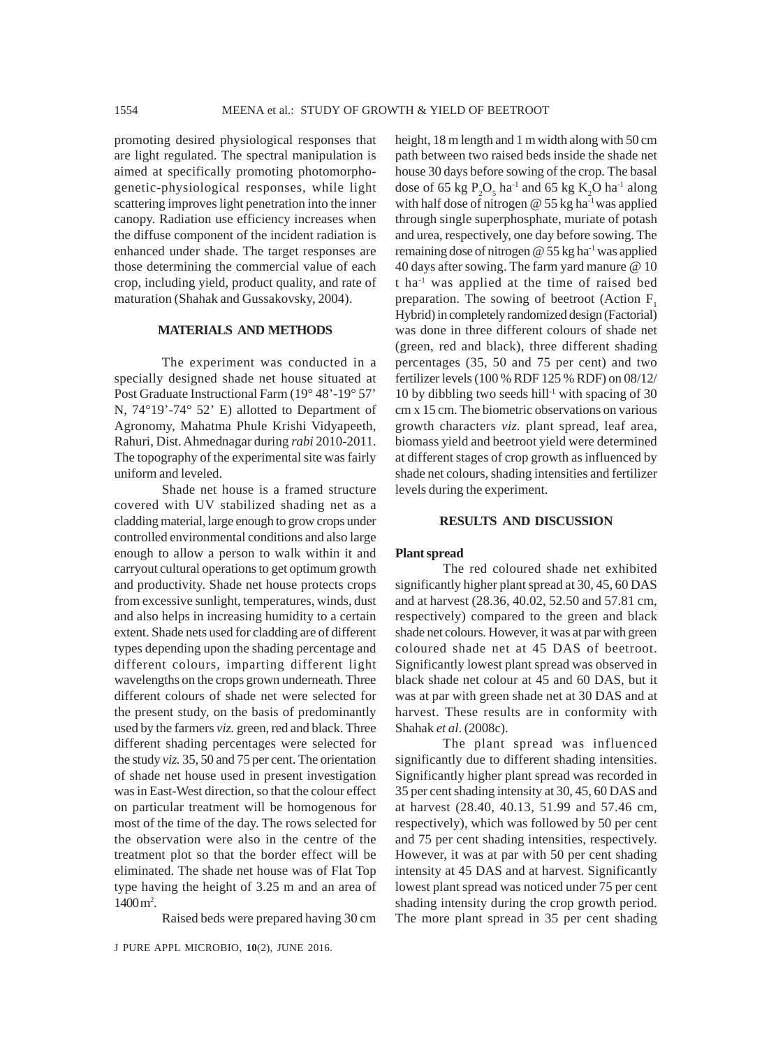promoting desired physiological responses that are light regulated. The spectral manipulation is aimed at specifically promoting photomorphogenetic-physiological responses, while light scattering improves light penetration into the inner canopy. Radiation use efficiency increases when the diffuse component of the incident radiation is enhanced under shade. The target responses are those determining the commercial value of each crop, including yield, product quality, and rate of maturation (Shahak and Gussakovsky, 2004).

## MATERIALS AND METHODS

The experiment was conducted in a specially designed shade net house situated at Post Graduate Instructional Farm (19° 48'-19° 57' N, 74°19'-74° 52' E) allotted to Department of Agronomy, Mahatma Phule Krishi Vidyapeeth, Rahuri, Dist. Ahmednagar during *rabi* 2010-2011. The topography of the experimental site was fairly uniform and leveled.

Shade net house is a framed structure covered with UV stabilized shading net as a cladding material, large enough to grow crops under controlled environmental conditions and also large enough to allow a person to walk within it and carryout cultural operations to get optimum growth and productivity. Shade net house protects crops from excessive sunlight, temperatures, winds, dust and also helps in increasing humidity to a certain extent. Shade nets used for cladding are of different types depending upon the shading percentage and different colours, imparting different light wavelengths on the crops grown underneath. Three different colours of shade net were selected for the present study, on the basis of predominantly used by the farmers *viz.* green, red and black. Three different shading percentages were selected for the study *viz.* 35, 50 and 75 per cent. The orientation of shade net house used in present investigation was in East-West direction, so that the colour effect on particular treatment will be homogenous for most of the time of the day. The rows selected for the observation were also in the centre of the treatment plot so that the border effect will be eliminated. The shade net house was of Flat Top type having the height of 3.25 m and an area of 1400 $m^2$.

Raised beds were prepared having 30 cm height, 18 m length and 1 m width along with 50 cm path between two raised beds inside the shade net house 30 days before sowing of the crop. The basal dose of 65 kg $P_2O_5$ $ha^{-1}$ and 65 kg $K_2O$ $ha^{-1}$ along with half dose of nitrogen @ 55 kg $ha^{-1}$ was applied through single superphosphate, muriate of potash and urea, respectively, one day before sowing. The remaining dose of nitrogen @ 55 kg $ha^{-1}$ was applied 40 days after sowing. The farm yard manure @ 10 t $ha^{-1}$ was applied at the time of raised bed preparation. The sowing of beetroot (Action $F_1$ Hybrid) in completely randomized design (Factorial) was done in three different colours of shade net (green, red and black), three different shading percentages (35, 50 and 75 per cent) and two fertilizer levels (100 % RDF 125 % RDF) on 08/12/10 by dibbling two seeds $hill^{-1}$ with spacing of 30 cm x 15 cm. The biometric observations on various growth characters *viz.* plant spread, leaf area, biomass yield and beetroot yield were determined at different stages of crop growth as influenced by shade net colours, shading intensities and fertilizer levels during the experiment.

## RESULTS AND DISCUSSION

### Plant spread

The red coloured shade net exhibited significantly higher plant spread at 30, 45, 60 DAS and at harvest (28.36, 40.02, 52.50 and 57.81 cm, respectively) compared to the green and black shade net colours. However, it was at par with green coloured shade net at 45 DAS of beetroot. Significantly lowest plant spread was observed in black shade net colour at 45 and 60 DAS, but it was at par with green shade net at 30 DAS and at harvest. These results are in conformity with Shahak *et al*. (2008c).

The plant spread was influenced significantly due to different shading intensities. Significantly higher plant spread was recorded in 35 per cent shading intensity at 30, 45, 60 DAS and at harvest (28.40, 40.13, 51.99 and 57.46 cm, respectively), which was followed by 50 per cent and 75 per cent shading intensities, respectively. However, it was at par with 50 per cent shading intensity at 45 DAS and at harvest. Significantly lowest plant spread was noticed under 75 per cent shading intensity during the crop growth period. The more plant spread in 35 per cent shading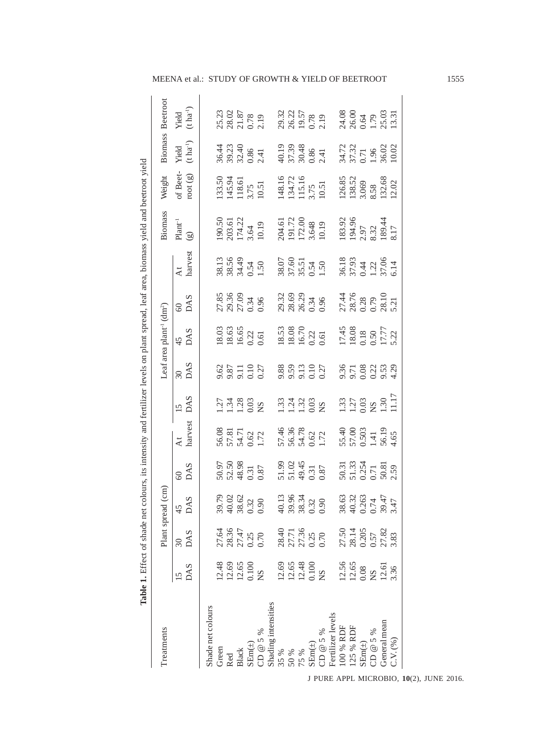**Table 1.** Effect of shade net colours, its intensity and fertilizer levels on plant spread, leaf area, biomass yield and beetroot yield

| Treatments | Plant spread (cm) | | | | Leaf area plant[-1] (dm[2]) | | | | | Biomass | Weight | Biomass | Beetroot |
|---|---|---|---|---|---|---|---|---|---|---|---|---|---|
| | 15 DAS | 30 DAS | 45 DAS | 60 DAS | At harvest | 15 DAS | 30 DAS | 45 DAS | 60 DAS | At harvest | Plant[-1] (g) | of Beet-root (g) | Yield (t ha[-1]) | Yield (t ha[-1]) |
| Shade net colours | | | | | | | | | | | | | | |
| Green | 12.48 | 27.64 | 39.79 | 50.97 | 56.08 | 1.27 | 9.62 | 18.03 | 27.85 | 38.13 | 190.50 | 133.50 | 36.44 | 25.23 |
| Red | 12.69 | 28.36 | 40.02 | 52.50 | 57.81 | 1.34 | 9.87 | 18.63 | 29.36 | 38.56 | 203.61 | 145.94 | 39.23 | 28.02 |
| Black | 12.65 | 27.47 | 38.62 | 48.98 | 54.71 | 1.28 | 9.11 | 16.65 | 27.09 | 34.49 | 174.22 | 118.61 | 32.40 | 21.87 |
| SEm(±) | 0.100 | 0.25 | 0.32 | 0.31 | 0.62 | 0.03 | 0.10 | 0.22 | 0.34 | 0.54 | 3.64 | 3.75 | 0.86 | 0.78 |
| CD @ 5 % | NS | 0.70 | 0.90 | 0.87 | 1.72 | NS | 0.27 | 0.61 | 0.96 | 1.50 | 10.19 | 10.51 | 2.41 | 2.19 |
| Shading intensities | | | | | | | | | | | | | | |
| 35 % | 12.69 | 28.40 | 40.13 | 51.99 | 57.46 | 1.33 | 9.88 | 18.53 | 29.32 | 38.07 | 204.61 | 148.16 | 40.19 | 29.32 |
| 50 % | 12.65 | 27.71 | 39.96 | 51.02 | 56.36 | 1.24 | 9.59 | 18.08 | 28.69 | 37.60 | 191.72 | 134.72 | 37.39 | 26.22 |
| 75 % | 12.48 | 27.36 | 38.34 | 49.45 | 54.78 | 1.32 | 9.13 | 16.70 | 26.29 | 35.51 | 172.00 | 115.16 | 30.48 | 19.57 |
| SEm(±) | 0.100 | 0.25 | 0.32 | 0.31 | 0.62 | 0.03 | 0.10 | 0.22 | 0.34 | 0.54 | 3.648 | 3.75 | 0.86 | 0.78 |
| CD @ 5 % | NS | 0.70 | 0.90 | 0.87 | 1.72 | NS | 0.27 | 0.61 | 0.96 | 1.50 | 10.19 | 10.51 | 2.41 | 2.19 |
| Fertilizer levels | | | | | | | | | | | | | | |
| 100 % RDF | 12.56 | 27.50 | 38.63 | 50.31 | 55.40 | 1.33 | 9.36 | 17.45 | 27.44 | 36.18 | 183.92 | 126.85 | 34.72 | 24.08 |
| 125 % RDF | 12.65 | 28.14 | 40.32 | 51.33 | 57.00 | 1.27 | 9.71 | 18.08 | 28.76 | 37.93 | 194.96 | 138.52 | 37.32 | 26.00 |
| SEm(±) | 0.08 | 0.205 | 0.263 | 0.254 | 0.503 | 0.03 | 0.08 | 0.18 | 0.28 | 0.44 | 2.97 | 3.069 | 0.71 | 0.64 |
| CD @ 5 % | NS | 0.57 | 0.74 | 0.71 | 1.41 | NS | 0.22 | 0.50 | 0.79 | 1.22 | 8.32 | 8.58 | 1.96 | 1.79 |
| General mean | 12.61 | 27.82 | 39.47 | 50.81 | 56.19 | 1.30 | 9.53 | 17.77 | 28.10 | 37.06 | 189.44 | 132.68 | 36.02 | 25.03 |
| C.V. (%) | 3.36 | 3.83 | 3.47 | 2.59 | 4.65 | 11.17 | 4.29 | 5.22 | 5.21 | 6.14 | 8.17 | 12.02 | 10.02 | 13.31 |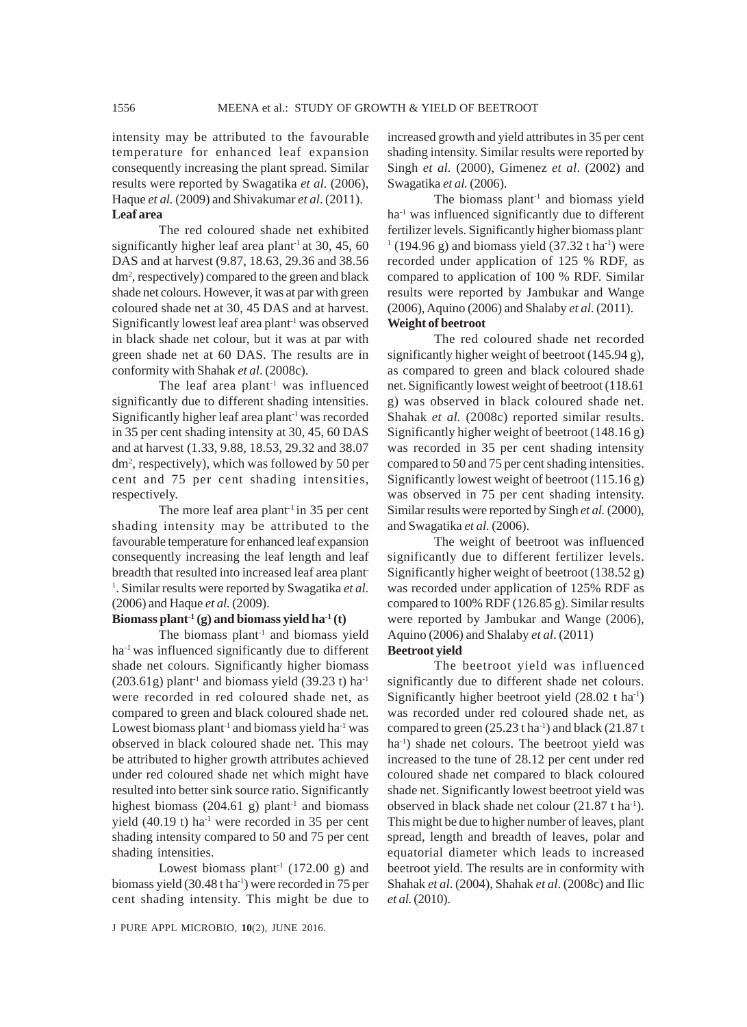intensity may be attributed to the favourable temperature for enhanced leaf expansion consequently increasing the plant spread. Similar results were reported by Swagatika *et al.* (2006), Haque *et al.* (2009) and Shivakumar *et al*. (2011).

**Leaf area**

The red coloured shade net exhibited significantly higher leaf area plant$^{-1}$ at 30, 45, 60 DAS and at harvest (9.87, 18.63, 29.36 and 38.56 dm$^2$, respectively) compared to the green and black shade net colours. However, it was at par with green coloured shade net at 30, 45 DAS and at harvest. Significantly lowest leaf area plant$^{-1}$ was observed in black shade net colour, but it was at par with green shade net at 60 DAS. The results are in conformity with Shahak *et al*. (2008c).

The leaf area plant$^{-1}$ was influenced significantly due to different shading intensities. Significantly higher leaf area plant$^{-1}$ was recorded in 35 per cent shading intensity at 30, 45, 60 DAS and at harvest (1.33, 9.88, 18.53, 29.32 and 38.07 dm$^2$, respectively), which was followed by 50 per cent and 75 per cent shading intensities, respectively.

The more leaf area plant$^{-1}$ in 35 per cent shading intensity may be attributed to the favourable temperature for enhanced leaf expansion consequently increasing the leaf length and leaf breadth that resulted into increased leaf area plant$^{-1}$. Similar results were reported by Swagatika *et al.* (2006) and Haque *et al.* (2009).

**Biomass plant$^{-1}$ (g) and biomass yield ha$^{-1}$ (t)**

The biomass plant$^{-1}$ and biomass yield ha$^{-1}$ was influenced significantly due to different shade net colours. Significantly higher biomass (203.61g) plant$^{-1}$ and biomass yield (39.23 t) ha$^{-1}$ were recorded in red coloured shade net, as compared to green and black coloured shade net. Lowest biomass plant$^{-1}$ and biomass yield ha$^{-1}$ was observed in black coloured shade net. This may be attributed to higher growth attributes achieved under red coloured shade net which might have resulted into better sink source ratio. Significantly highest biomass (204.61 g) plant$^{-1}$ and biomass yield (40.19 t) ha$^{-1}$ were recorded in 35 per cent shading intensity compared to 50 and 75 per cent shading intensities.

Lowest biomass plant$^{-1}$ (172.00 g) and biomass yield (30.48 t ha$^{-1}$) were recorded in 75 per cent shading intensity. This might be due to increased growth and yield attributes in 35 per cent shading intensity. Similar results were reported by Singh *et al*. (2000), Gimenez *et al*. (2002) and Swagatika *et al.* (2006).

The biomass plant$^{-1}$ and biomass yield ha$^{-1}$ was influenced significantly due to different fertilizer levels. Significantly higher biomass plant$^{-1}$ (194.96 g) and biomass yield (37.32 t ha$^{-1}$) were recorded under application of 125 % RDF, as compared to application of 100 % RDF. Similar results were reported by Jambukar and Wange (2006), Aquino (2006) and Shalaby *et al*. (2011).

**Weight of beetroot**

The red coloured shade net recorded significantly higher weight of beetroot (145.94 g), as compared to green and black coloured shade net. Significantly lowest weight of beetroot (118.61 g) was observed in black coloured shade net. Shahak *et al.* (2008c) reported similar results. Significantly higher weight of beetroot (148.16 g) was recorded in 35 per cent shading intensity compared to 50 and 75 per cent shading intensities. Significantly lowest weight of beetroot (115.16 g) was observed in 75 per cent shading intensity. Similar results were reported by Singh *et al.* (2000), and Swagatika *et al.* (2006).

The weight of beetroot was influenced significantly due to different fertilizer levels. Significantly higher weight of beetroot (138.52 g) was recorded under application of 125% RDF as compared to 100% RDF (126.85 g). Similar results were reported by Jambukar and Wange (2006), Aquino (2006) and Shalaby *et al*. (2011)

**Beetroot yield**

The beetroot yield was influenced significantly due to different shade net colours. Significantly higher beetroot yield (28.02 t ha$^{-1}$) was recorded under red coloured shade net, as compared to green (25.23 t ha$^{-1}$) and black (21.87 t ha$^{-1}$) shade net colours. The beetroot yield was increased to the tune of 28.12 per cent under red coloured shade net compared to black coloured shade net. Significantly lowest beetroot yield was observed in black shade net colour (21.87 t ha$^{-1}$). This might be due to higher number of leaves, plant spread, length and breadth of leaves, polar and equatorial diameter which leads to increased beetroot yield. The results are in conformity with Shahak *et al*. (2004), Shahak *et al*. (2008c) and Ilic *et al.* (2010).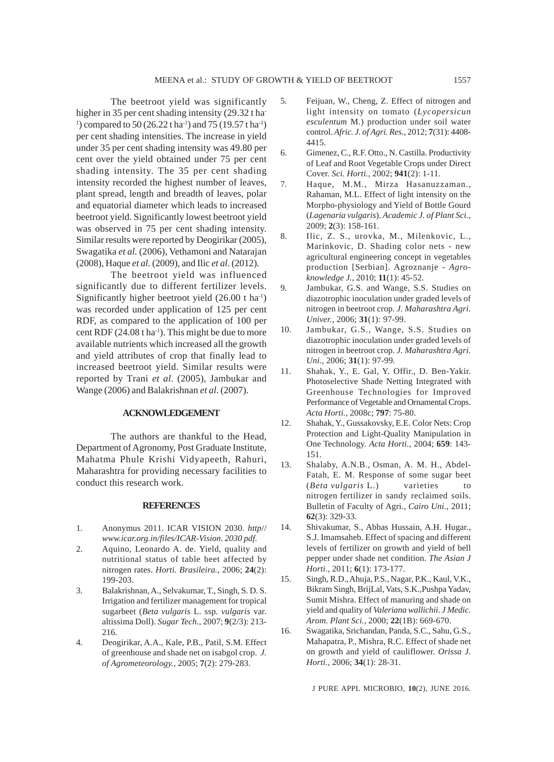The beetroot yield was significantly higher in 35 per cent shading intensity (29.32 t ha$^{-1}$) compared to 50 (26.22 t ha$^{-1}$) and 75 (19.57 t ha$^{-1}$) per cent shading intensities. The increase in yield under 35 per cent shading intensity was 49.80 per cent over the yield obtained under 75 per cent shading intensity. The 35 per cent shading intensity recorded the highest number of leaves, plant spread, length and breadth of leaves, polar and equatorial diameter which leads to increased beetroot yield. Significantly lowest beetroot yield was observed in 75 per cent shading intensity. Similar results were reported by Deogirikar (2005), Swagatika *et al.* (2006), Vethamoni and Natarajan (2008), Haque *et al.* (2009), and Ilic *et al.* (2012).

The beetroot yield was influenced significantly due to different fertilizer levels. Significantly higher beetroot yield (26.00 t ha$^{-1}$) was recorded under application of 125 per cent RDF, as compared to the application of 100 per cent RDF (24.08 t ha$^{-1}$). This might be due to more available nutrients which increased all the growth and yield attributes of crop that finally lead to increased beetroot yield. Similar results were reported by Trani *et al*. (2005), Jambukar and Wange (2006) and Balakrishnan *et al*. (2007).

## ACKNOWLEDGEMENT

The authors are thankful to the Head, Department of Agronomy, Post Graduate Institute, Mahatma Phule Krishi Vidyapeeth, Rahuri, Maharashtra for providing necessary facilities to conduct this research work.

## REFERENCES

1. Anonymus 2011. ICAR VISION 2030. *http// www.icar.org.in/files/ICAR-Vision. 2030 pdf.*
2. Aquino, Leonardo A. de. Yield, quality and nutritional status of table beet affected by nitrogen rates. *Horti. Brasileira.,* 2006; **24**(2): 199-203.
3. Balakrishnan, A., Selvakumar, T., Singh, S. D. S. Irrigation and fertilizer management for tropical sugarbeet (*Beta vulgaris* L. ssp. *vulgaris* var. altissima Doll). *Sugar Tech.,* 2007; **9**(2/3): 213-216.
4. Deogirikar, A.A., Kale, P.B., Patil, S.M. Effect of greenhouse and shade net on isabgol crop. *J. of Agrometeorology.,* 2005; **7**(2): 279-283.
5. Feijuan, W., Cheng, Z. Effect of nitrogen and light intensity on tomato (*Lycopersicun esculentum* M.) production under soil water control. *Afric. J. of Agri. Res.,* 2012; **7**(31): 4408-4415.
6. Gimenez, C., R.F. Otto., N. Castilla. Productivity of Leaf and Root Vegetable Crops under Direct Cover. *Sci. Horti.,* 2002; **941**(2): 1-11.
7. Haque, M.M., Mirza Hasanuzzaman., Rahaman, M.L. Effect of light intensity on the Morpho-physiology and Yield of Bottle Gourd (*Lagenaria vulgaris*). *Academic J. of Plant Sci.,* 2009; **2**(3): 158-161.
8. Ilic, Z. S., urovka, M., Milenkovic, L., Marinkovic, D. Shading color nets - new agricultural engineering concept in vegetables production [Serbian]. Agroznanje - *Agro-knowledge J.,* 2010; **11**(1): 45-52.
9. Jambukar, G.S. and Wange, S.S. Studies on diazotrophic inoculation under graded levels of nitrogen in beetroot crop. *J. Maharashtra Agri. Univer.,* 2006; **31**(1): 97-99.
10. Jambukar, G.S., Wange, S.S. Studies on diazotrophic inoculation under graded levels of nitrogen in beetroot crop. *J. Maharashtra Agri. Uni.,* 2006; **31**(1): 97-99.
11. Shahak, Y., E. Gal, Y. Offir., D. Ben-Yakir. Photoselective Shade Netting Integrated with Greenhouse Technologies for Improved Performance of Vegetable and Ornamental Crops. *Acta Horti.,* 2008c; **797**: 75-80.
12. Shahak, Y., Gussakovsky, E.E. Color Nets: Crop Protection and Light-Quality Manipulation in One Technology. *Acta Horti.,* 2004; **659**: 143-151.
13. Shalaby, A.N.B., Osman, A. M. H., Abdel-Fatah, E. M. Response of some sugar beet (*Beta vulgaris* L.) varieties to nitrogen fertilizer in sandy reclaimed soils. Bulletin of Faculty of Agri., *Cairo Uni.,* 2011; **62**(3): 329-33.
14. Shivakumar, S., Abbas Hussain, A.H. Hugar., S.J. Imamsaheb. Effect of spacing and different levels of fertilizer on growth and yield of bell pepper under shade net condition. *The Asian J Horti.,* 2011; **6**(1): 173-177.
15. Singh, R.D., Ahuja, P.S., Nagar, P.K., Kaul, V.K., Bikram Singh, BrijLal, Vats, S.K.,Pushpa Yadav, Sumit Mishra. Effect of manuring and shade on yield and quality of *Valeriana wallichii*. *J Medic. Arom. Plant Sci.,* 2000; **22**(1B): 669-670.
16. Swagatika, Srichandan, Panda, S.C., Sahu, G.S., Mahapatra, P., Mishra, R.C. Effect of shade net on growth and yield of cauliflower. *Orissa J. Horti.,* 2006; **34**(1): 28-31.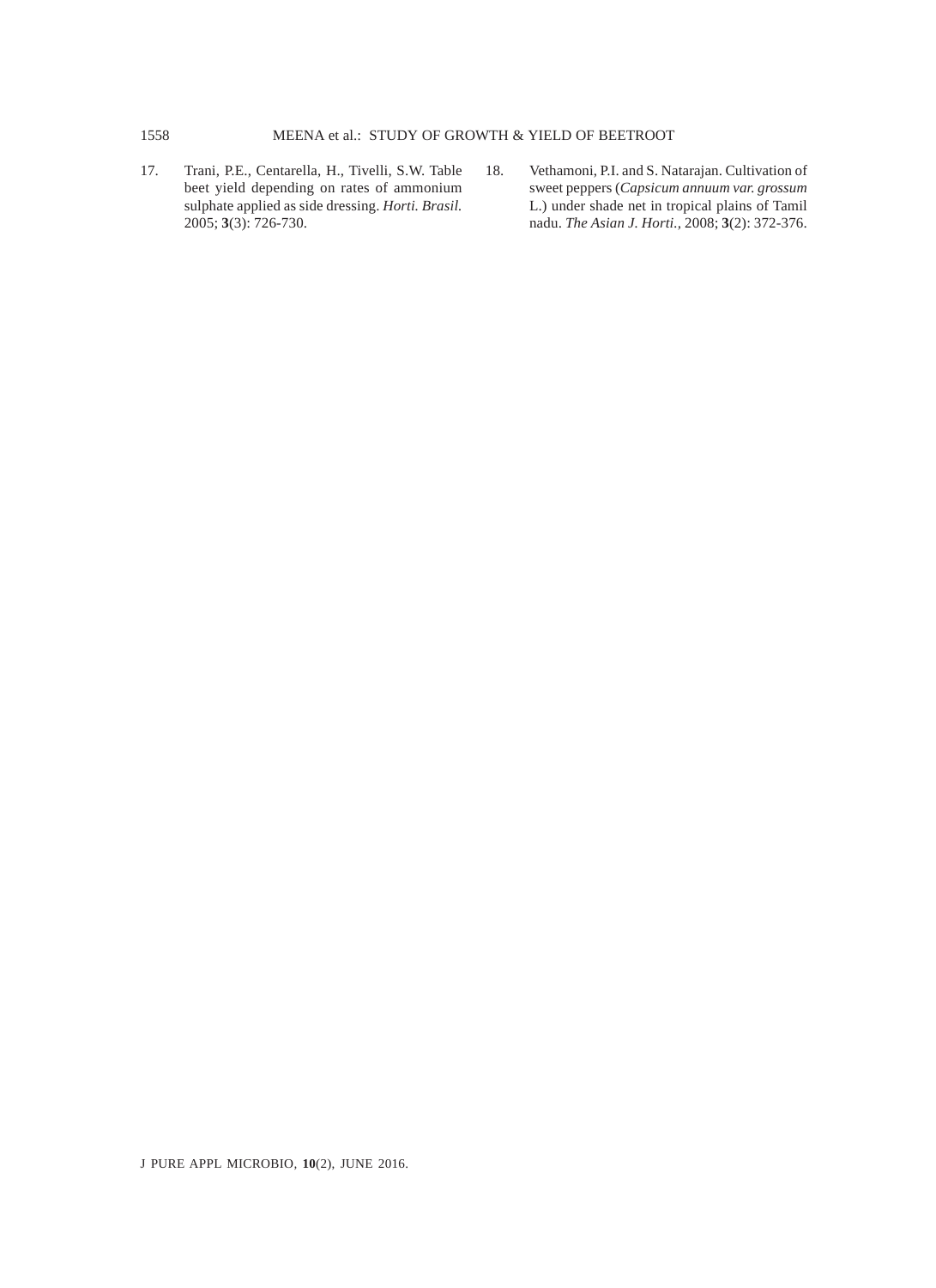17. Trani, P.E., Centarella, H., Tivelli, S.W. Table beet yield depending on rates of ammonium sulphate applied as side dressing. *Horti. Brasil.* 2005; **3**(3): 726-730.

18. Vethamoni, P.I. and S. Natarajan. Cultivation of sweet peppers (*Capsicum annuum var. grossum* L.) under shade net in tropical plains of Tamil nadu. *The Asian J. Horti.,* 2008; **3**(2): 372-376.